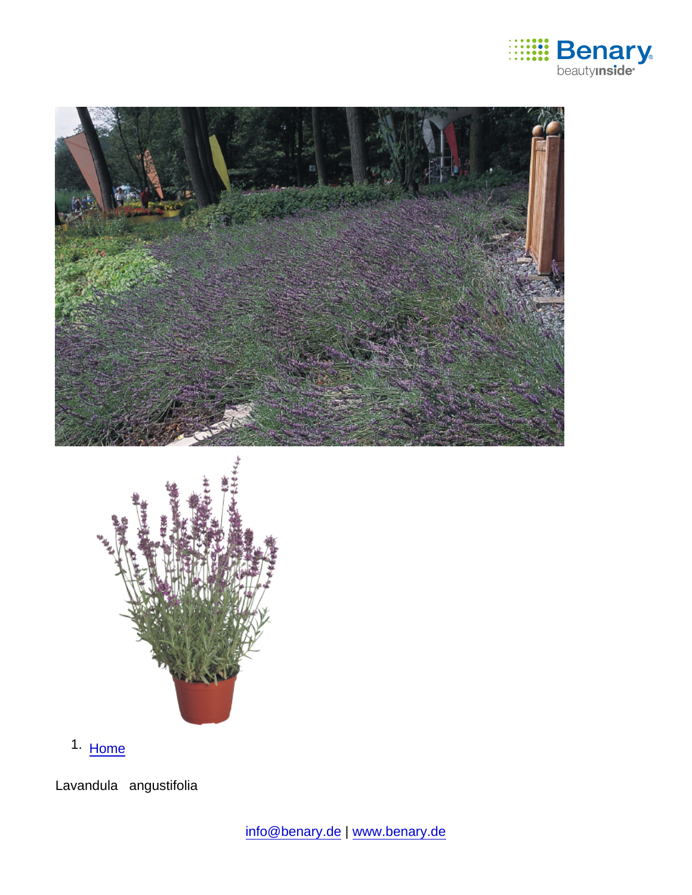1. Home

Lavandula angustifolia

info@benary.de | www.benary.de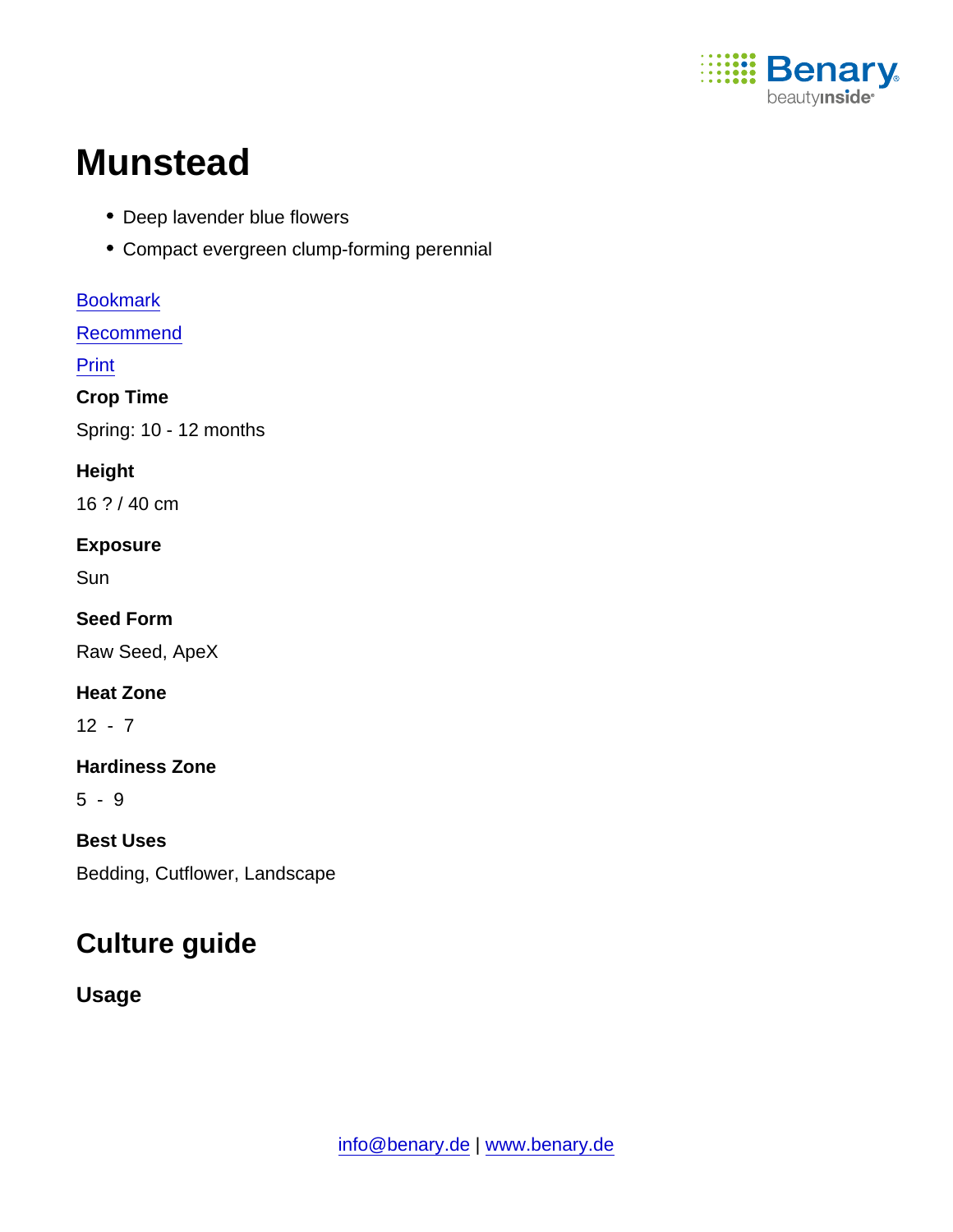# Munstead

- Deep lavender blue flowers
- Compact evergreen clump-forming perennial

Bookmark

Recommend

Print

**Crop Time**

Spring: 10 - 12 months

**Height**

16 ? / 40 cm

**Exposure**

Sun

**Seed Form**

Raw Seed, ApeX

**Heat Zone**

12 - 7

**Hardiness Zone**

5 - 9

**Best Uses**

Bedding, Cutflower, Landscape

## Culture guide

### Usage

info@benary.de | www.benary.de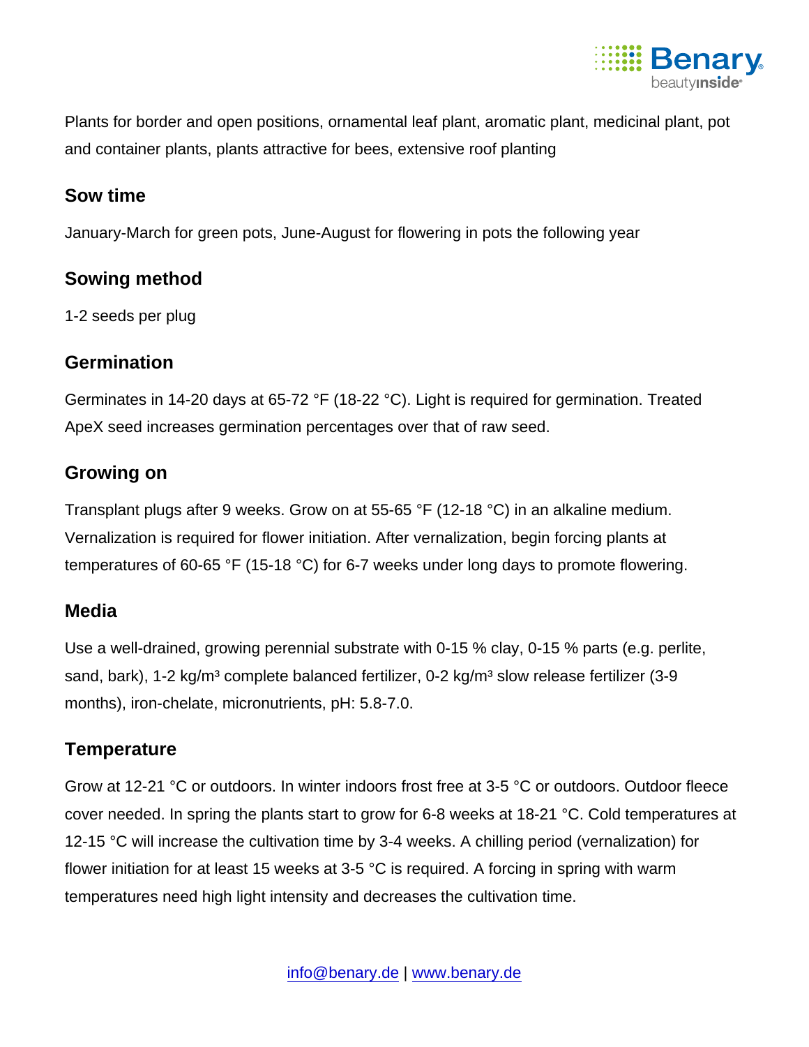Plants for border and open positions, ornamental leaf plant, aromatic plant, medicinal plant, pot and container plants, plants attractive for bees, extensive roof planting

## Sow time

January-March for green pots, June-August for flowering in pots the following year

## Sowing method

1-2 seeds per plug

## Germination

Germinates in 14-20 days at 65-72 °F (18-22 °C). Light is required for germination. Treated ApeX seed increases germination percentages over that of raw seed.

## Growing on

Transplant plugs after 9 weeks. Grow on at 55-65 °F (12-18 °C) in an alkaline medium. Vernalization is required for flower initiation. After vernalization, begin forcing plants at temperatures of 60-65 °F (15-18 °C) for 6-7 weeks under long days to promote flowering.

## Media

Use a well-drained, growing perennial substrate with 0-15 % clay, 0-15 % parts (e.g. perlite, sand, bark), 1-2 kg/m³ complete balanced fertilizer, 0-2 kg/m³ slow release fertilizer (3-9 months), iron-chelate, micronutrients, pH: 5.8-7.0.

## Temperature

Grow at 12-21 °C or outdoors. In winter indoors frost free at 3-5 °C or outdoors. Outdoor fleece cover needed. In spring the plants start to grow for 6-8 weeks at 18-21 °C. Cold temperatures at 12-15 °C will increase the cultivation time by 3-4 weeks. A chilling period (vernalization) for flower initiation for at least 15 weeks at 3-5 °C is required. A forcing in spring with warm temperatures need high light intensity and decreases the cultivation time.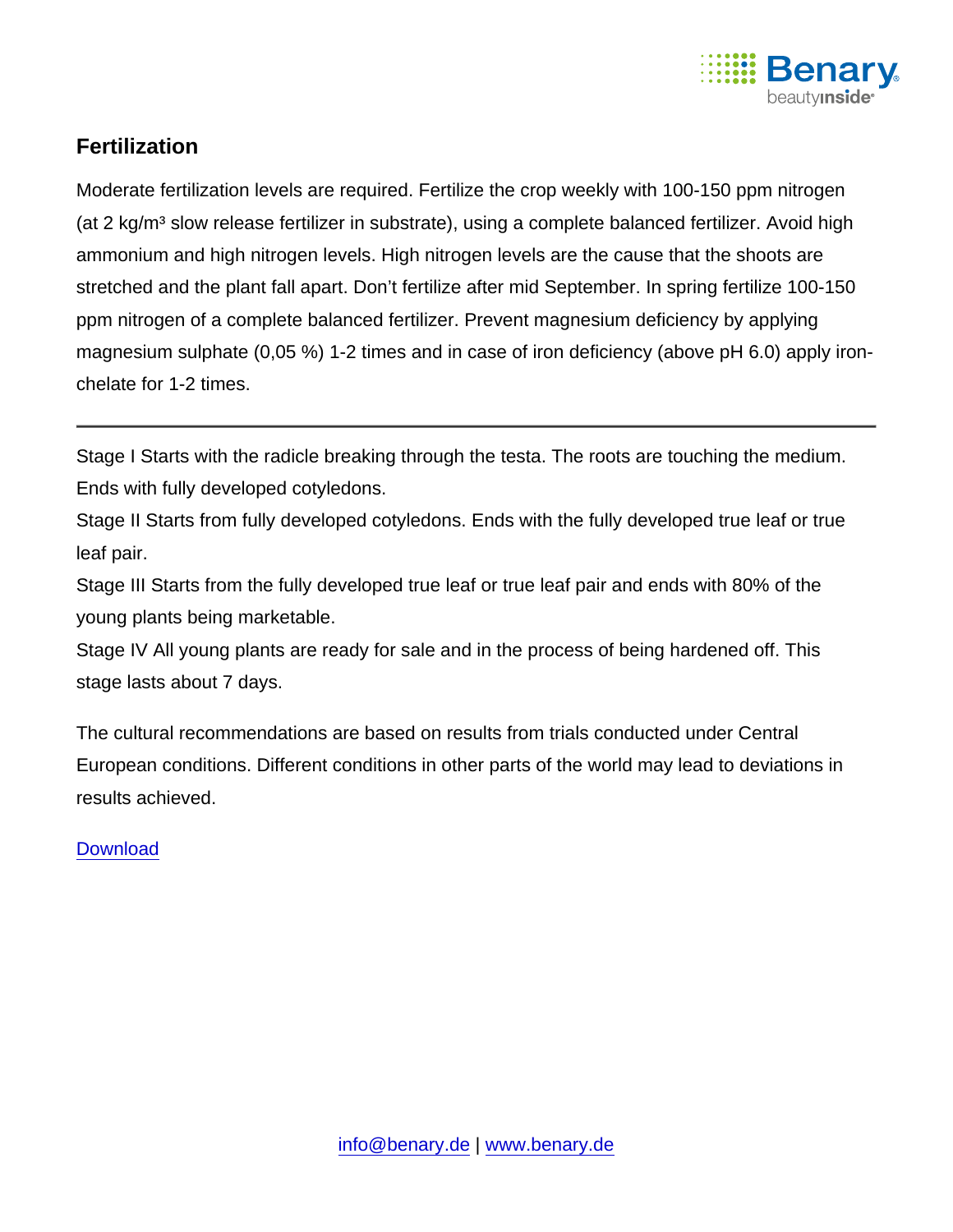## Fertilization

Moderate fertilization levels are required. Fertilize the crop weekly with 100-150 ppm nitrogen (at 2 kg/m³ slow release fertilizer in substrate), using a complete balanced fertilizer. Avoid high ammonium and high nitrogen levels. High nitrogen levels are the cause that the shoots are stretched and the plant fall apart. Don't fertilize after mid September. In spring fertilize 100-150 ppm nitrogen of a complete balanced fertilizer. Prevent magnesium deficiency by applying magnesium sulphate (0,05 %) 1-2 times and in case of iron deficiency (above pH 6.0) apply iron-chelate for 1-2 times.

---

Stage I Starts with the radicle breaking through the testa. The roots are touching the medium. Ends with fully developed cotyledons.

Stage II Starts from fully developed cotyledons. Ends with the fully developed true leaf or true leaf pair.

Stage III Starts from the fully developed true leaf or true leaf pair and ends with 80% of the young plants being marketable.

Stage IV All young plants are ready for sale and in the process of being hardened off. This stage lasts about 7 days.

The cultural recommendations are based on results from trials conducted under Central European conditions. Different conditions in other parts of the world may lead to deviations in results achieved.

Download

info@benary.de | www.benary.de